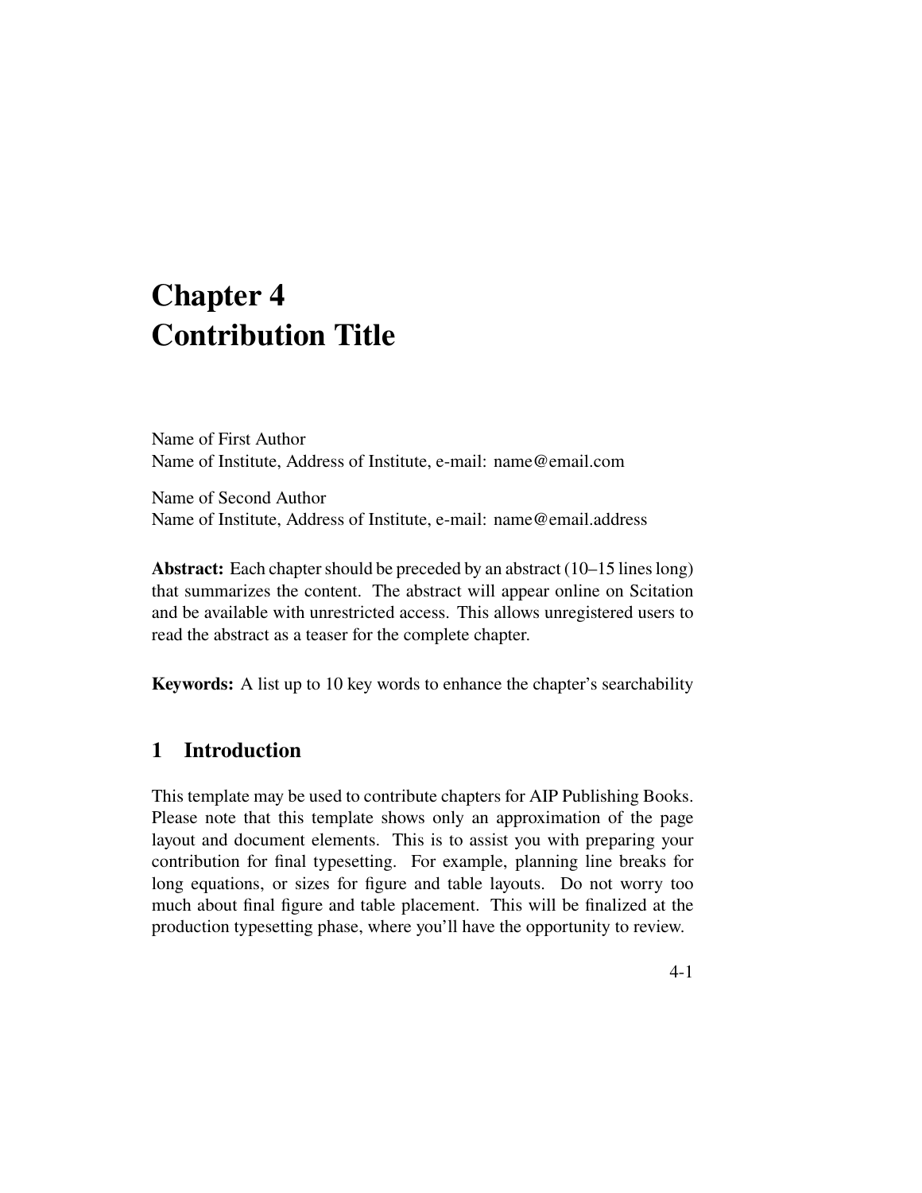# Chapter 4
# Contribution Title

Name of First Author
Name of Institute, Address of Institute, e-mail: name@email.com

Name of Second Author
Name of Institute, Address of Institute, e-mail: name@email.address

**Abstract:** Each chapter should be preceded by an abstract (10–15 lines long) that summarizes the content. The abstract will appear online on Scitation and be available with unrestricted access. This allows unregistered users to read the abstract as a teaser for the complete chapter.

**Keywords:** A list up to 10 key words to enhance the chapter's searchability

## 1 Introduction

This template may be used to contribute chapters for AIP Publishing Books. Please note that this template shows only an approximation of the page layout and document elements. This is to assist you with preparing your contribution for final typesetting. For example, planning line breaks for long equations, or sizes for figure and table layouts. Do not worry too much about final figure and table placement. This will be finalized at the production typesetting phase, where you'll have the opportunity to review.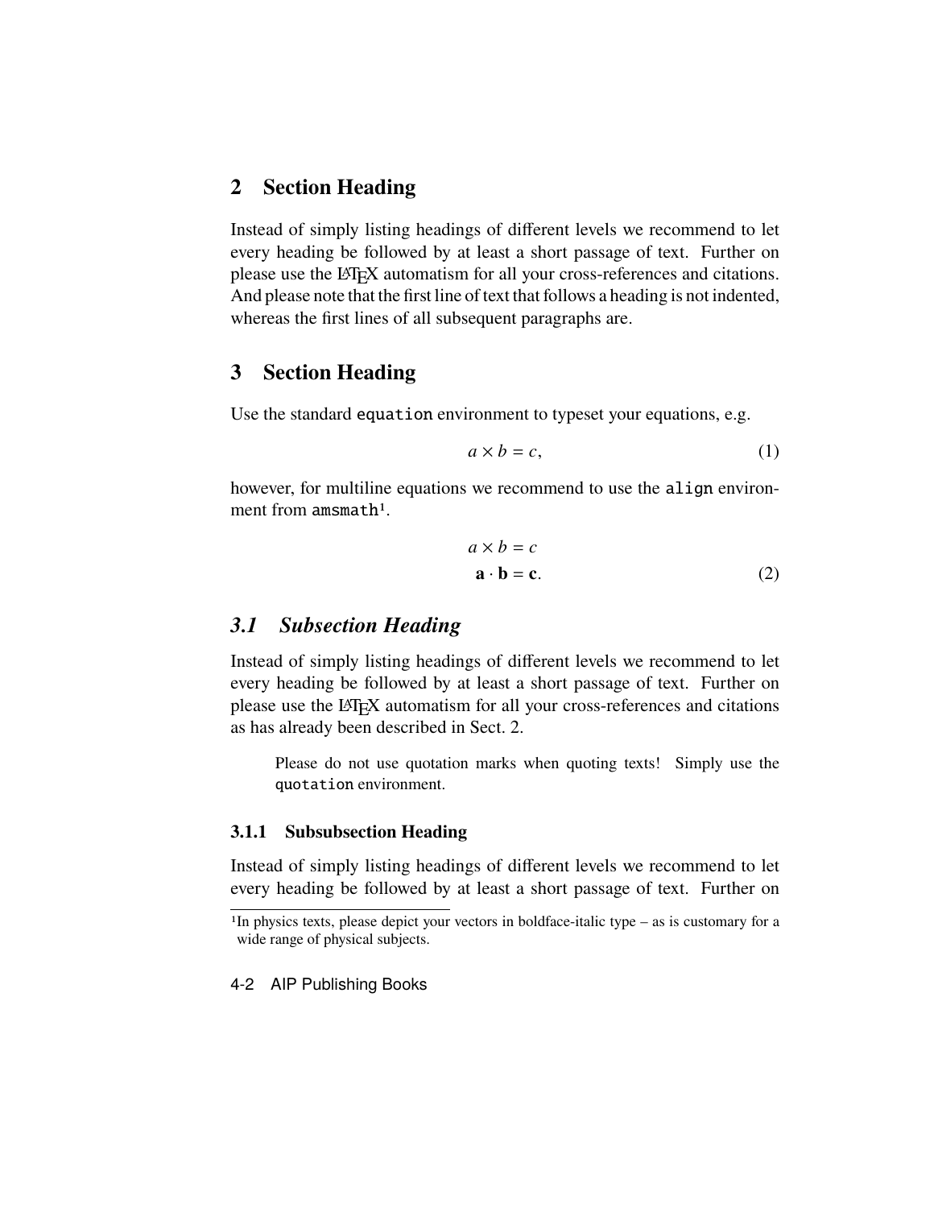## 2 Section Heading

Instead of simply listing headings of different levels we recommend to let every heading be followed by at least a short passage of text. Further on please use the LaTeX automatism for all your cross-references and citations. And please note that the first line of text that follows a heading is not indented, whereas the first lines of all subsequent paragraphs are.

## 3 Section Heading

Use the standard `equation` environment to typeset your equations, e.g.

$$a \times b = c, \tag{1}$$

however, for multiline equations we recommend to use the `align` environment from `amsmath`[1].

$$\begin{aligned} a \times b &= c \\ \mathbf{a} \cdot \mathbf{b} &= \mathbf{c}. \end{aligned} \tag{2}$$

### *3.1 Subsection Heading*

Instead of simply listing headings of different levels we recommend to let every heading be followed by at least a short passage of text. Further on please use the LaTeX automatism for all your cross-references and citations as has already been described in Sect. 2.

> Please do not use quotation marks when quoting texts! Simply use the `quotation` environment.

#### 3.1.1 Subsubsection Heading

Instead of simply listing headings of different levels we recommend to let every heading be followed by at least a short passage of text. Further on

[1] In physics texts, please depict your vectors in boldface-italic type – as is customary for a wide range of physical subjects.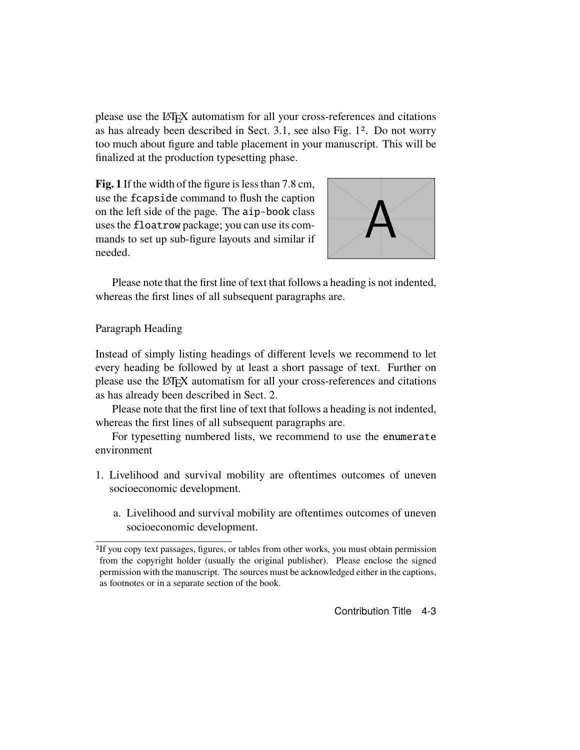please use the LaTeX automatism for all your cross-references and citations as has already been described in Sect. 3.1, see also Fig. 1[2]. Do not worry too much about figure and table placement in your manuscript. This will be finalized at the production typesetting phase.

**Fig. 1** If the width of the figure is less than 7.8 cm, use the `fcapside` command to flush the caption on the left side of the page. The `aip-book` class uses the `floatrow` package; you can use its commands to set up sub-figure layouts and similar if needed.

Please note that the first line of text that follows a heading is not indented, whereas the first lines of all subsequent paragraphs are.

Paragraph Heading

Instead of simply listing headings of different levels we recommend to let every heading be followed by at least a short passage of text. Further on please use the LaTeX automatism for all your cross-references and citations as has already been described in Sect. 2.

Please note that the first line of text that follows a heading is not indented, whereas the first lines of all subsequent paragraphs are.

For typesetting numbered lists, we recommend to use the `enumerate` environment

1. Livelihood and survival mobility are oftentimes outcomes of uneven socioeconomic development.

    a. Livelihood and survival mobility are oftentimes outcomes of uneven socioeconomic development.

[2] If you copy text passages, figures, or tables from other works, you must obtain permission from the copyright holder (usually the original publisher). Please enclose the signed permission with the manuscript. The sources must be acknowledged either in the captions, as footnotes or in a separate section of the book.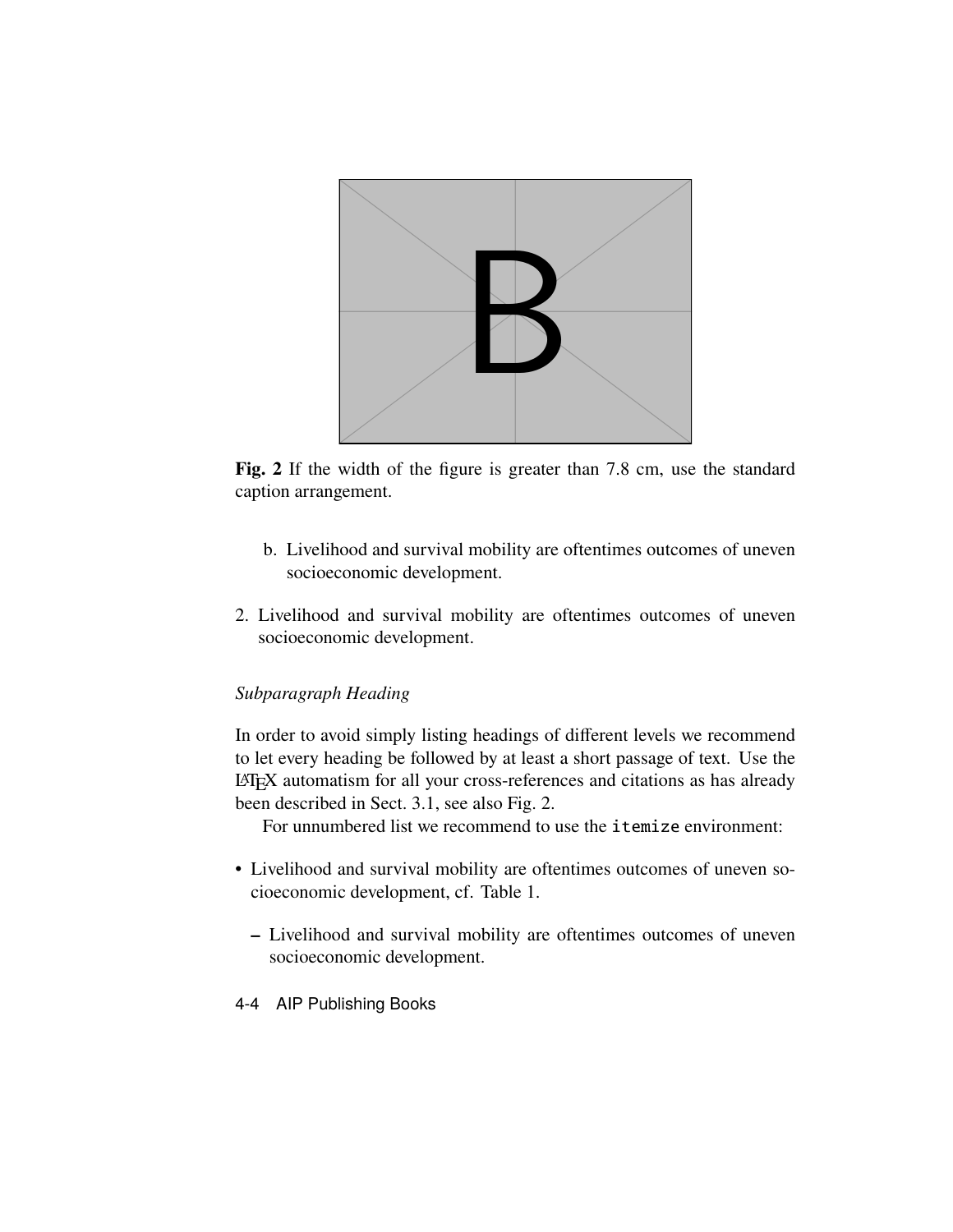**Fig. 2** If the width of the figure is greater than 7.8 cm, use the standard caption arrangement.

   b. Livelihood and survival mobility are oftentimes outcomes of uneven socioeconomic development.

2. Livelihood and survival mobility are oftentimes outcomes of uneven socioeconomic development.

*Subparagraph Heading*

In order to avoid simply listing headings of different levels we recommend to let every heading be followed by at least a short passage of text. Use the LaTeX automatism for all your cross-references and citations as has already been described in Sect. 3.1, see also Fig. 2.

For unnumbered list we recommend to use the `itemize` environment:

- Livelihood and survival mobility are oftentimes outcomes of uneven socioeconomic development, cf. Table 1.
  - Livelihood and survival mobility are oftentimes outcomes of uneven socioeconomic development.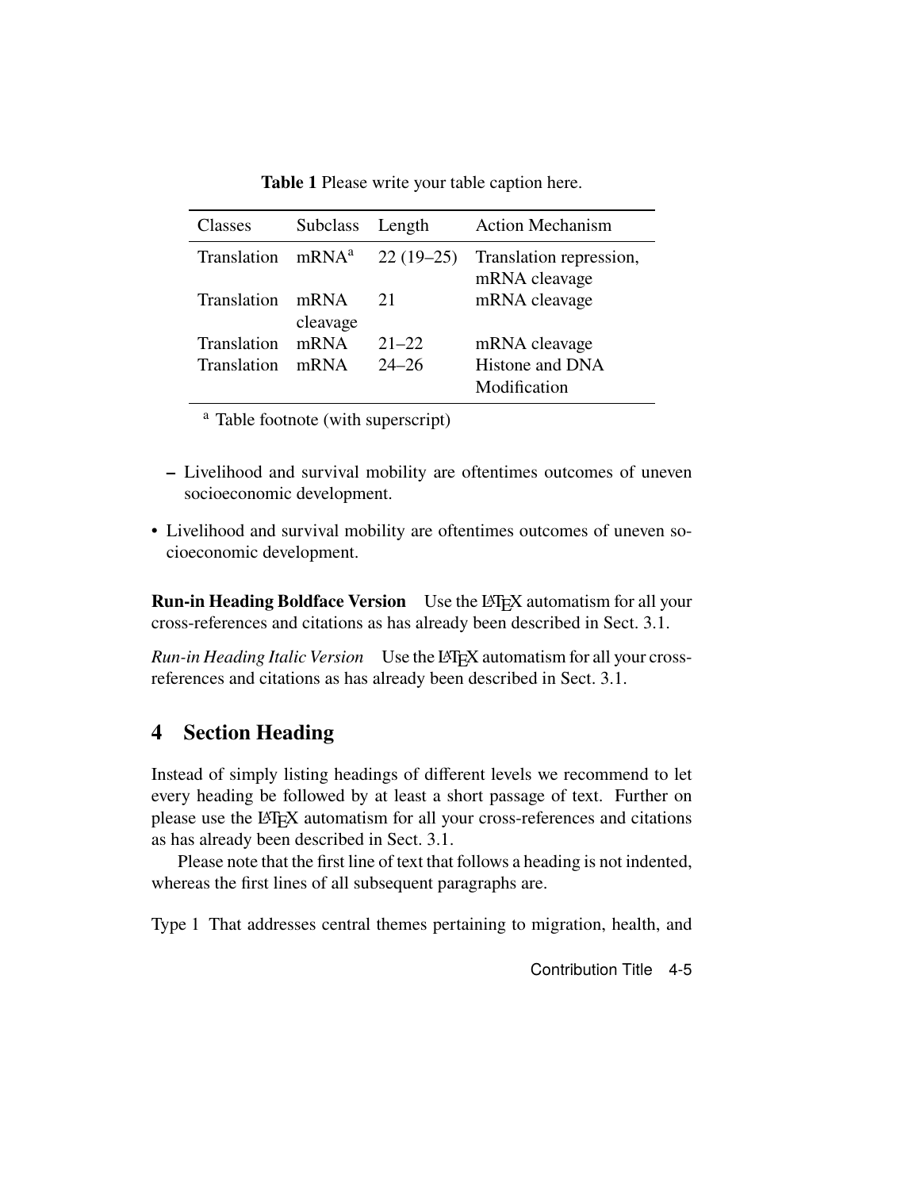**Table 1** Please write your table caption here.

| Classes | Subclass | Length | Action Mechanism |
|---|---|---|---|
| Translation | mRNA[a] | 22 (19–25) | Translation repression, mRNA cleavage |
| Translation | mRNA cleavage | 21 | mRNA cleavage |
| Translation | mRNA | 21–22 | mRNA cleavage |
| Translation | mRNA | 24–26 | Histone and DNA Modification |

[a] Table footnote (with superscript)

- Livelihood and survival mobility are oftentimes outcomes of uneven socioeconomic development.

- Livelihood and survival mobility are oftentimes outcomes of uneven socioeconomic development.

**Run-in Heading Boldface Version** Use the LaTeX automatism for all your cross-references and citations as has already been described in Sect. 3.1.

*Run-in Heading Italic Version* Use the LaTeX automatism for all your cross-references and citations as has already been described in Sect. 3.1.

## 4 Section Heading

Instead of simply listing headings of different levels we recommend to let every heading be followed by at least a short passage of text. Further on please use the LaTeX automatism for all your cross-references and citations as has already been described in Sect. 3.1.

Please note that the first line of text that follows a heading is not indented, whereas the first lines of all subsequent paragraphs are.

Type 1 That addresses central themes pertaining to migration, health, and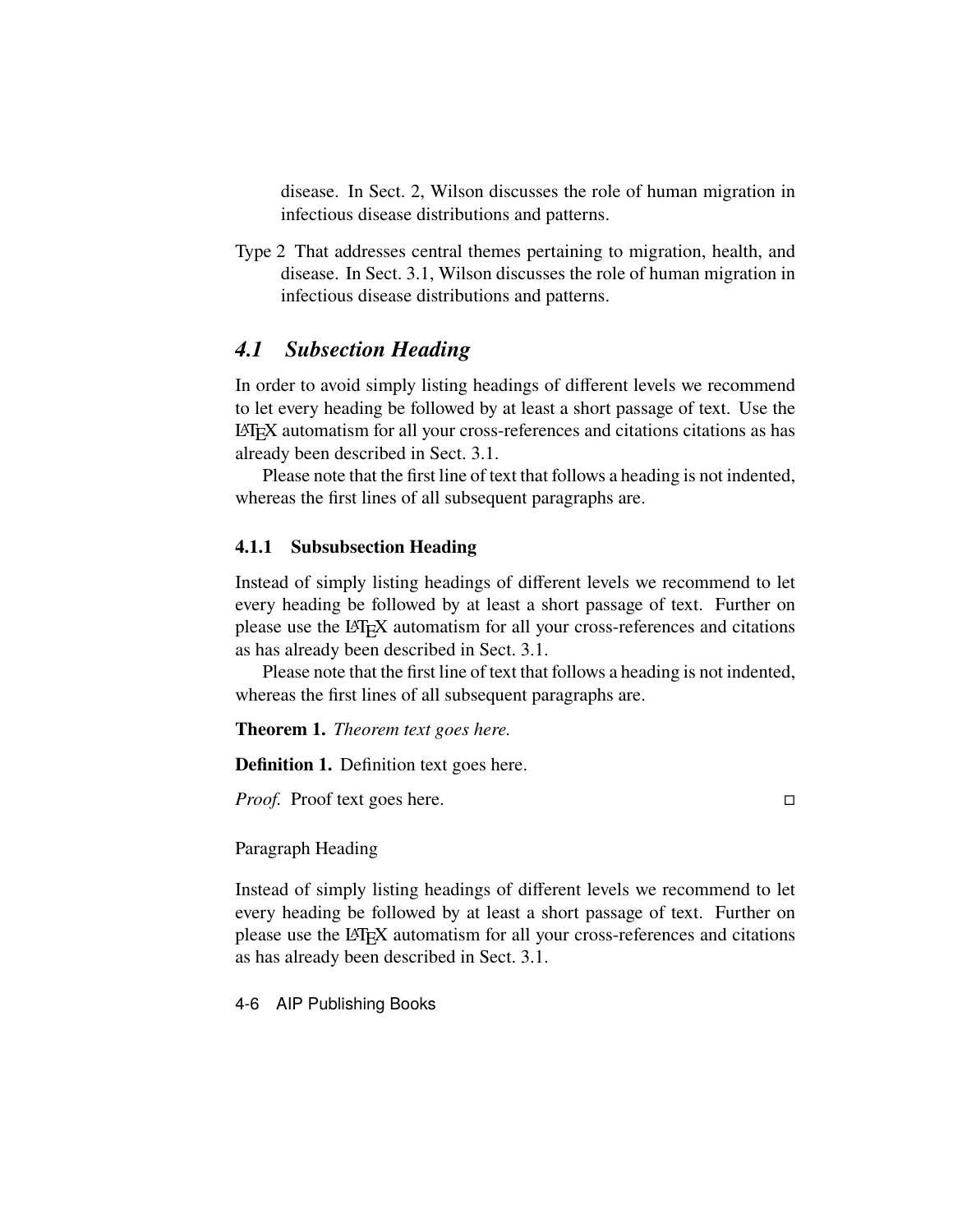disease. In Sect. 2, Wilson discusses the role of human migration in infectious disease distributions and patterns.

Type 2 That addresses central themes pertaining to migration, health, and disease. In Sect. 3.1, Wilson discusses the role of human migration in infectious disease distributions and patterns.

## *4.1 Subsection Heading*

In order to avoid simply listing headings of different levels we recommend to let every heading be followed by at least a short passage of text. Use the LaTeX automatism for all your cross-references and citations citations as has already been described in Sect. 3.1.

Please note that the first line of text that follows a heading is not indented, whereas the first lines of all subsequent paragraphs are.

### 4.1.1 Subsubsection Heading

Instead of simply listing headings of different levels we recommend to let every heading be followed by at least a short passage of text. Further on please use the LaTeX automatism for all your cross-references and citations as has already been described in Sect. 3.1.

Please note that the first line of text that follows a heading is not indented, whereas the first lines of all subsequent paragraphs are.

**Theorem 1.** *Theorem text goes here.*

**Definition 1.** Definition text goes here.

*Proof.* Proof text goes here. □

Paragraph Heading

Instead of simply listing headings of different levels we recommend to let every heading be followed by at least a short passage of text. Further on please use the LaTeX automatism for all your cross-references and citations as has already been described in Sect. 3.1.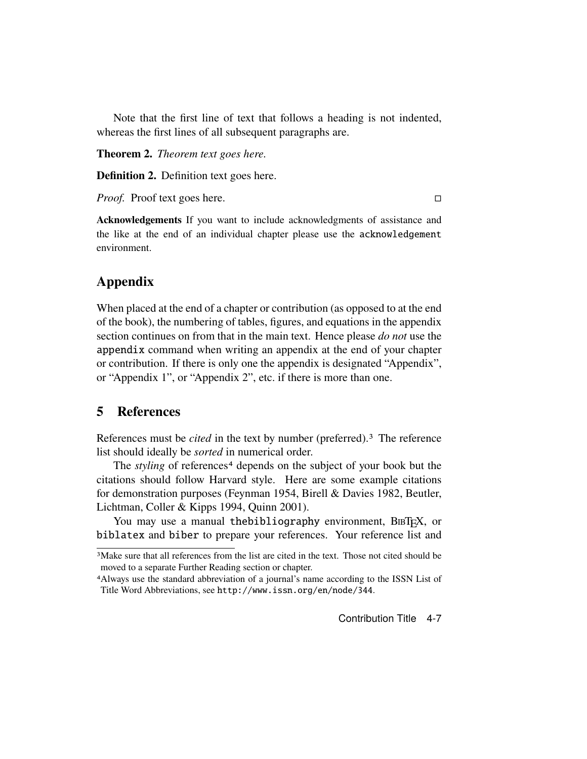Note that the first line of text that follows a heading is not indented, whereas the first lines of all subsequent paragraphs are.

**Theorem 2.** *Theorem text goes here.*

**Definition 2.** Definition text goes here.

*Proof.* Proof text goes here. □

**Acknowledgements** If you want to include acknowledgments of assistance and the like at the end of an individual chapter please use the `acknowledgement` environment.

## Appendix

When placed at the end of a chapter or contribution (as opposed to at the end of the book), the numbering of tables, figures, and equations in the appendix section continues on from that in the main text. Hence please *do not* use the `appendix` command when writing an appendix at the end of your chapter or contribution. If there is only one the appendix is designated "Appendix", or "Appendix 1", or "Appendix 2", etc. if there is more than one.

## 5 References

References must be *cited* in the text by number (preferred).[3] The reference list should ideally be *sorted* in numerical order.

The *styling* of references[4] depends on the subject of your book but the citations should follow Harvard style. Here are some example citations for demonstration purposes (Feynman 1954, Birell & Davies 1982, Beutler, Lichtman, Coller & Kipps 1994, Quinn 2001).

You may use a manual `thebibliography` environment, BIBTEX, or `biblatex` and `biber` to prepare your references. Your reference list and

---

[3] Make sure that all references from the list are cited in the text. Those not cited should be moved to a separate Further Reading section or chapter.

[4] Always use the standard abbreviation of a journal's name according to the ISSN List of Title Word Abbreviations, see `http://www.issn.org/en/node/344`.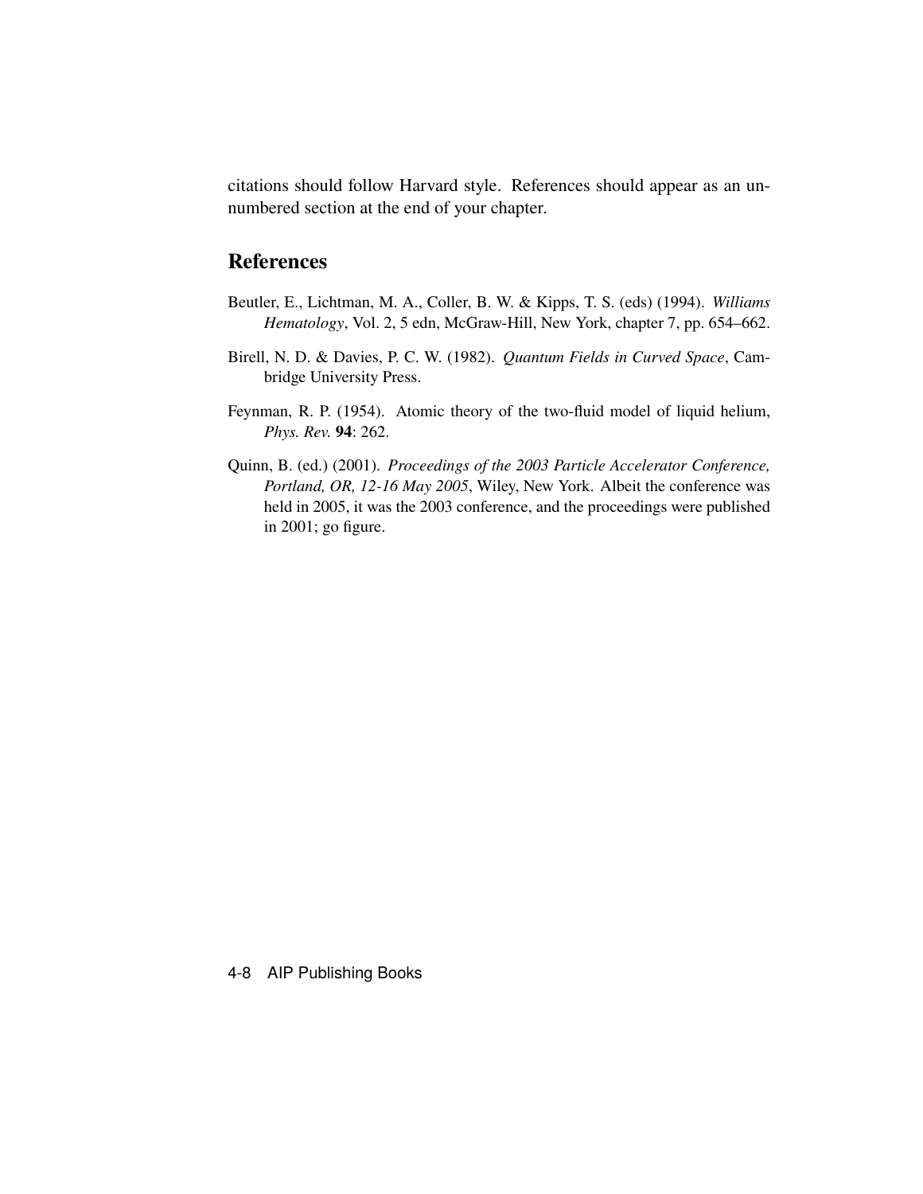citations should follow Harvard style. References should appear as an unnumbered section at the end of your chapter.

## References

Beutler, E., Lichtman, M. A., Coller, B. W. & Kipps, T. S. (eds) (1994). *Williams Hematology*, Vol. 2, 5 edn, McGraw-Hill, New York, chapter 7, pp. 654–662.

Birell, N. D. & Davies, P. C. W. (1982). *Quantum Fields in Curved Space*, Cambridge University Press.

Feynman, R. P. (1954). Atomic theory of the two-fluid model of liquid helium, *Phys. Rev.* **94**: 262.

Quinn, B. (ed.) (2001). *Proceedings of the 2003 Particle Accelerator Conference, Portland, OR, 12-16 May 2005*, Wiley, New York. Albeit the conference was held in 2005, it was the 2003 conference, and the proceedings were published in 2001; go figure.